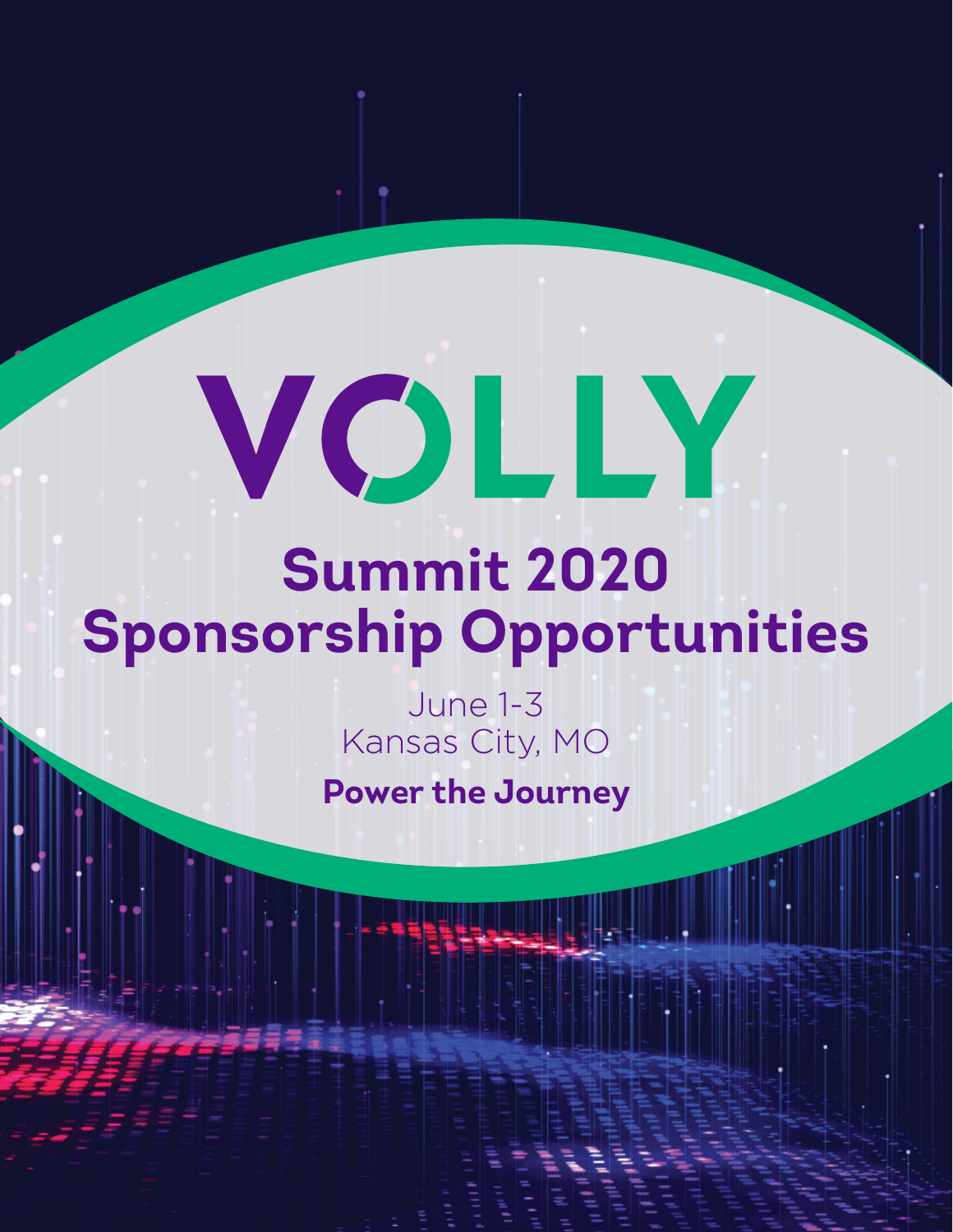# VOLLY

## Summit 2020 Sponsorship Opportunities

June 1-3
Kansas City, MO

**Power the Journey**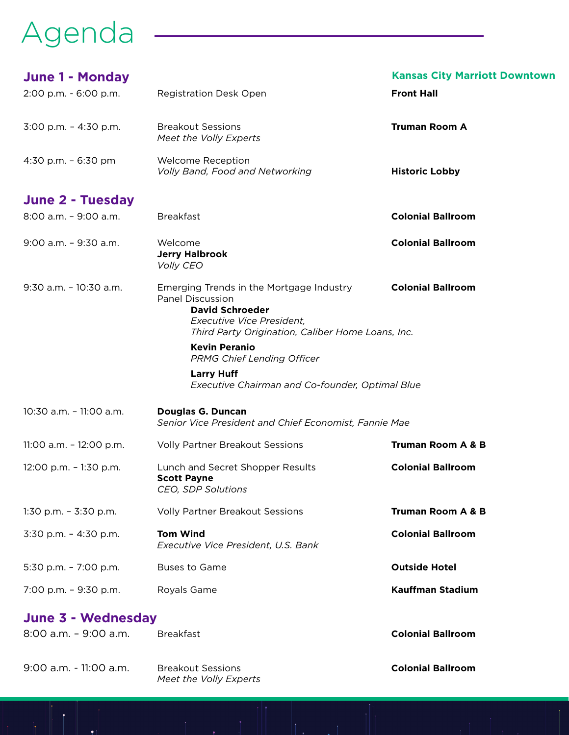# Agenda

## June 1 - Monday

**Kansas City Marriott Downtown**

| Time | Event | Location |
|---|---|---|
| 2:00 p.m. - 6:00 p.m. | Registration Desk Open | **Front Hall** |
| 3:00 p.m. – 4:30 p.m. | Breakout Sessions<br>*Meet the Volly Experts* | **Truman Room A** |
| 4:30 p.m. – 6:30 pm | Welcome Reception<br>*Volly Band, Food and Networking* | **Historic Lobby** |

## June 2 - Tuesday

| Time | Event | Location |
|---|---|---|
| 8:00 a.m. – 9:00 a.m. | Breakfast | **Colonial Ballroom** |
| 9:00 a.m. – 9:30 a.m. | Welcome<br>**Jerry Halbrook**<br>*Volly CEO* | **Colonial Ballroom** |
| 9:30 a.m. – 10:30 a.m. | Emerging Trends in the Mortgage Industry<br>Panel Discussion<br>**David Schroeder**<br>*Executive Vice President, Third Party Origination, Caliber Home Loans, Inc.*<br>**Kevin Peranio**<br>*PRMG Chief Lending Officer*<br>**Larry Huff**<br>*Executive Chairman and Co-founder, Optimal Blue* | **Colonial Ballroom** |
| 10:30 a.m. – 11:00 a.m. | **Douglas G. Duncan**<br>*Senior Vice President and Chief Economist, Fannie Mae* | |
| 11:00 a.m. – 12:00 p.m. | Volly Partner Breakout Sessions | **Truman Room A & B** |
| 12:00 p.m. – 1:30 p.m. | Lunch and Secret Shopper Results<br>**Scott Payne**<br>*CEO, SDP Solutions* | **Colonial Ballroom** |
| 1:30 p.m. – 3:30 p.m. | Volly Partner Breakout Sessions | **Truman Room A & B** |
| 3:30 p.m. – 4:30 p.m. | **Tom Wind**<br>*Executive Vice President, U.S. Bank* | **Colonial Ballroom** |
| 5:30 p.m. – 7:00 p.m. | Buses to Game | **Outside Hotel** |
| 7:00 p.m. – 9:30 p.m. | Royals Game | **Kauffman Stadium** |

## June 3 - Wednesday

| Time | Event | Location |
|---|---|---|
| 8:00 a.m. – 9:00 a.m. | Breakfast | **Colonial Ballroom** |
| 9:00 a.m. - 11:00 a.m. | Breakout Sessions<br>*Meet the Volly Experts* | **Colonial Ballroom** |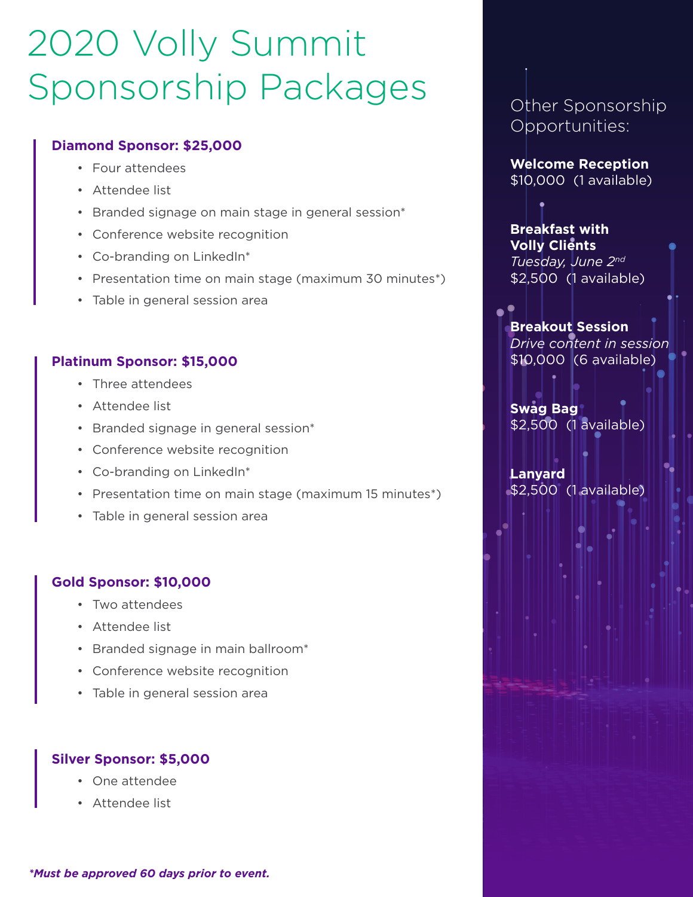# 2020 Volly Summit Sponsorship Packages

### Diamond Sponsor: $25,000

- Four attendees
- Attendee list
- Branded signage on main stage in general session*
- Conference website recognition
- Co-branding on LinkedIn*
- Presentation time on main stage (maximum 30 minutes*)
- Table in general session area

### Platinum Sponsor: $15,000

- Three attendees
- Attendee list
- Branded signage in general session*
- Conference website recognition
- Co-branding on LinkedIn*
- Presentation time on main stage (maximum 15 minutes*)
- Table in general session area

### Gold Sponsor: $10,000

- Two attendees
- Attendee list
- Branded signage in main ballroom*
- Conference website recognition
- Table in general session area

### Silver Sponsor: $5,000

- One attendee
- Attendee list

***Must be approved 60 days prior to event.***

## Other Sponsorship Opportunities:

**Welcome Reception**
$10,000 (1 available)

**Breakfast with Volly Clients**
*Tuesday, June 2nd*
$2,500 (1 available)

**Breakout Session**
*Drive content in session*
$10,000 (6 available)

**Swag Bag**
$2,500 (1 available)

**Lanyard**
$2,500 (1 available)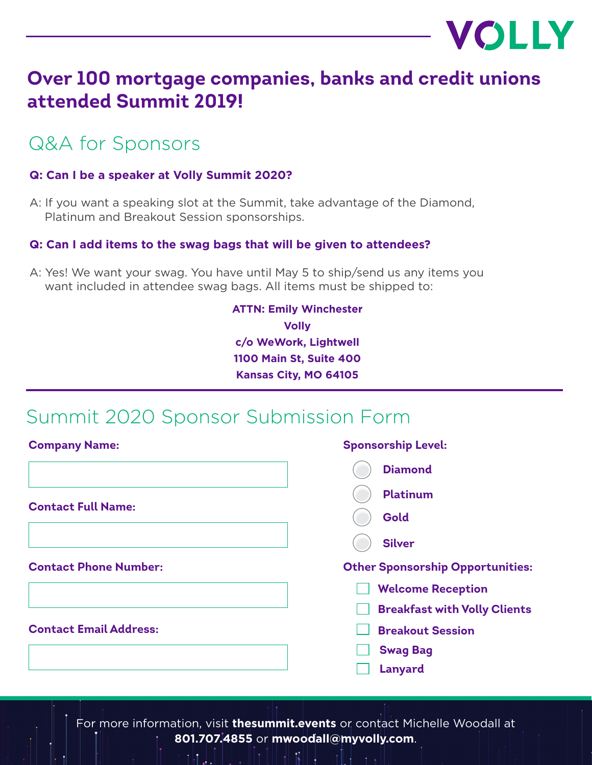VOLLY

## Over 100 mortgage companies, banks and credit unions attended Summit 2019!

## Q&A for Sponsors

**Q: Can I be a speaker at Volly Summit 2020?**

A: If you want a speaking slot at the Summit, take advantage of the Diamond, Platinum and Breakout Session sponsorships.

**Q: Can I add items to the swag bags that will be given to attendees?**

A: Yes! We want your swag. You have until May 5 to ship/send us any items you want included in attendee swag bags. All items must be shipped to:

**ATTN: Emily Winchester**
**Volly**
**c/o WeWork, Lightwell**
**1100 Main St, Suite 400**
**Kansas City, MO 64105**

## Summit 2020 Sponsor Submission Form

**Company Name:**

**Contact Full Name:**

**Contact Phone Number:**

**Contact Email Address:**

**Sponsorship Level:**

- **Diamond**
- **Platinum**
- **Gold**
- **Silver**

**Other Sponsorship Opportunities:**

- [ ] **Welcome Reception**
- [ ] **Breakfast with Volly Clients**
- [ ] **Breakout Session**
- [ ] **Swag Bag**
- [ ] **Lanyard**

For more information, visit **thesummit.events** or contact Michelle Woodall at **801.707.4855** or **mwoodall@myvolly.com**.